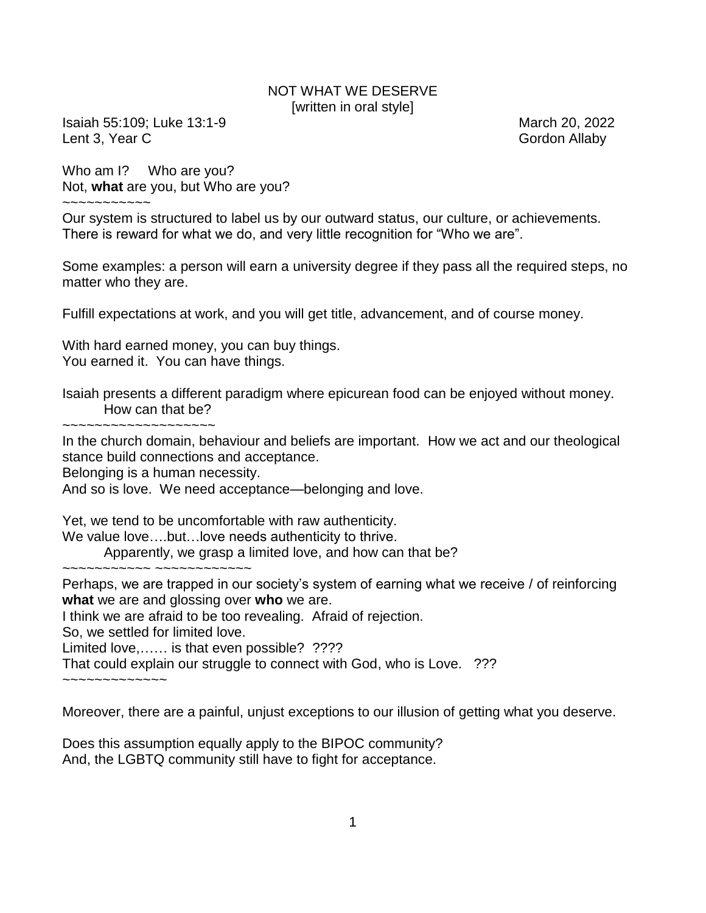# NOT WHAT WE DESERVE

[written in oral style]

Isaiah 55:109; Luke 13:1-9 March 20, 2022
Lent 3, Year C Gordon Allaby

Who am I? Who are you?
Not, **what** are you, but Who are you?

~~~~~~~~~~~~

Our system is structured to label us by our outward status, our culture, or achievements. There is reward for what we do, and very little recognition for "Who we are".

Some examples: a person will earn a university degree if they pass all the required steps, no matter who they are.

Fulfill expectations at work, and you will get title, advancement, and of course money.

With hard earned money, you can buy things.
You earned it. You can have things.

Isaiah presents a different paradigm where epicurean food can be enjoyed without money.
How can that be?

~~~~~~~~~~~~~~~~~~~~

In the church domain, behaviour and beliefs are important. How we act and our theological stance build connections and acceptance.
Belonging is a human necessity.
And so is love. We need acceptance—belonging and love.

Yet, we tend to be uncomfortable with raw authenticity.
We value love….but…love needs authenticity to thrive.
Apparently, we grasp a limited love, and how can that be?

~~~~~~~~~~~~ ~~~~~~~~~~~~~

Perhaps, we are trapped in our society's system of earning what we receive / of reinforcing **what** we are and glossing over **who** we are.
I think we are afraid to be too revealing. Afraid of rejection.
So, we settled for limited love.
Limited love,…… is that even possible? ????
That could explain our struggle to connect with God, who is Love. ???

~~~~~~~~~~~~~~

Moreover, there are a painful, unjust exceptions to our illusion of getting what you deserve.

Does this assumption equally apply to the BIPOC community?
And, the LGBTQ community still have to fight for acceptance.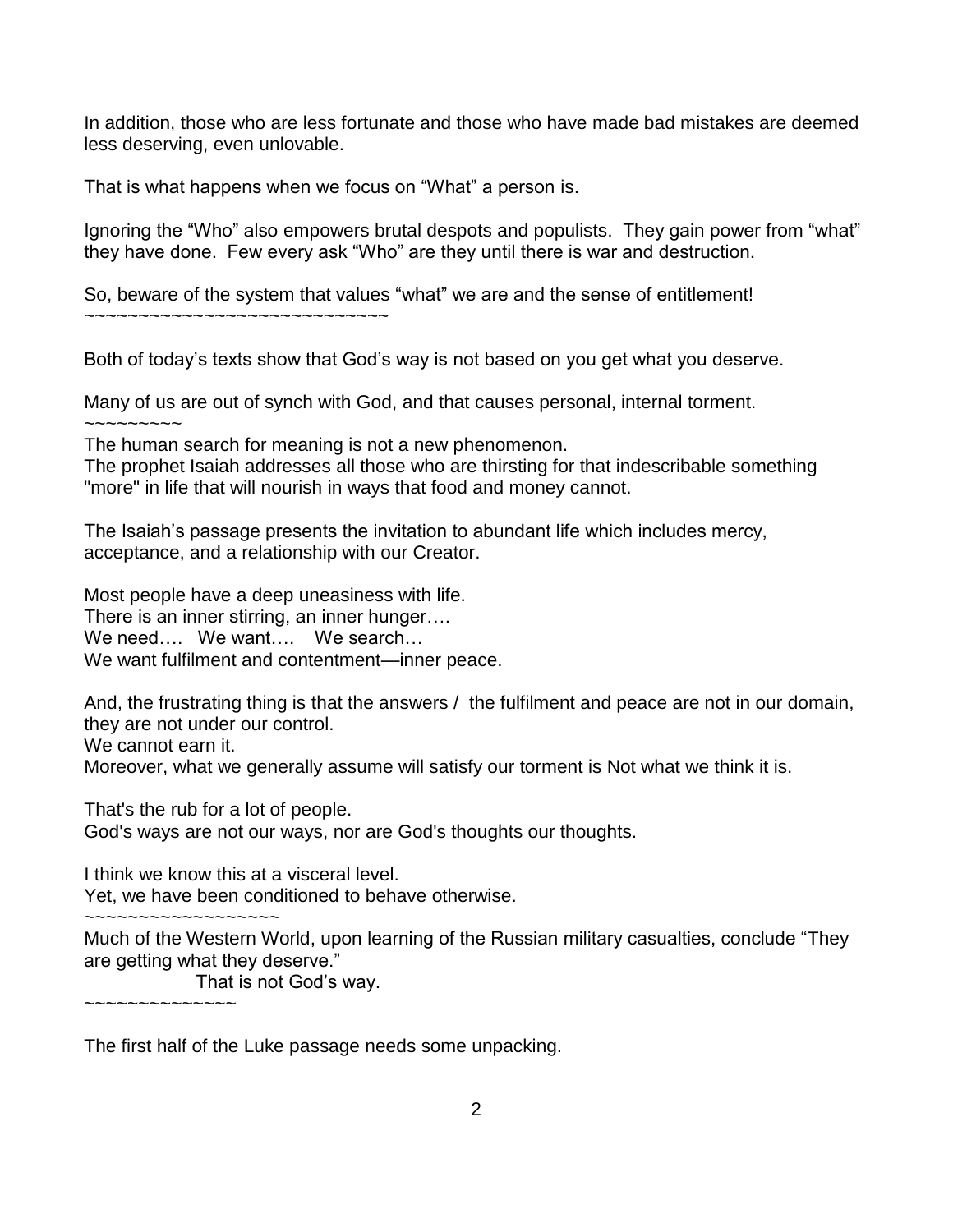In addition, those who are less fortunate and those who have made bad mistakes are deemed less deserving, even unlovable.

That is what happens when we focus on "What" a person is.

Ignoring the "Who" also empowers brutal despots and populists. They gain power from "what" they have done. Few every ask "Who" are they until there is war and destruction.

So, beware of the system that values "what" we are and the sense of entitlement!
~~~~~~~~~~~~~~~~~~~~~~~~~~~~~~

Both of today's texts show that God's way is not based on you get what you deserve.

Many of us are out of synch with God, and that causes personal, internal torment.
~~~~~~~~~~

The human search for meaning is not a new phenomenon.
The prophet Isaiah addresses all those who are thirsting for that indescribable something "more" in life that will nourish in ways that food and money cannot.

The Isaiah's passage presents the invitation to abundant life which includes mercy, acceptance, and a relationship with our Creator.

Most people have a deep uneasiness with life.
There is an inner stirring, an inner hunger….
We need…. We want…. We search…
We want fulfilment and contentment—inner peace.

And, the frustrating thing is that the answers / the fulfilment and peace are not in our domain, they are not under our control.
We cannot earn it.
Moreover, what we generally assume will satisfy our torment is Not what we think it is.

That's the rub for a lot of people.
God's ways are not our ways, nor are God's thoughts our thoughts.

I think we know this at a visceral level.
Yet, we have been conditioned to behave otherwise.
~~~~~~~~~~~~~~~~~~~

Much of the Western World, upon learning of the Russian military casualties, conclude "They are getting what they deserve."
That is not God's way.
~~~~~~~~~~~~~~~

The first half of the Luke passage needs some unpacking.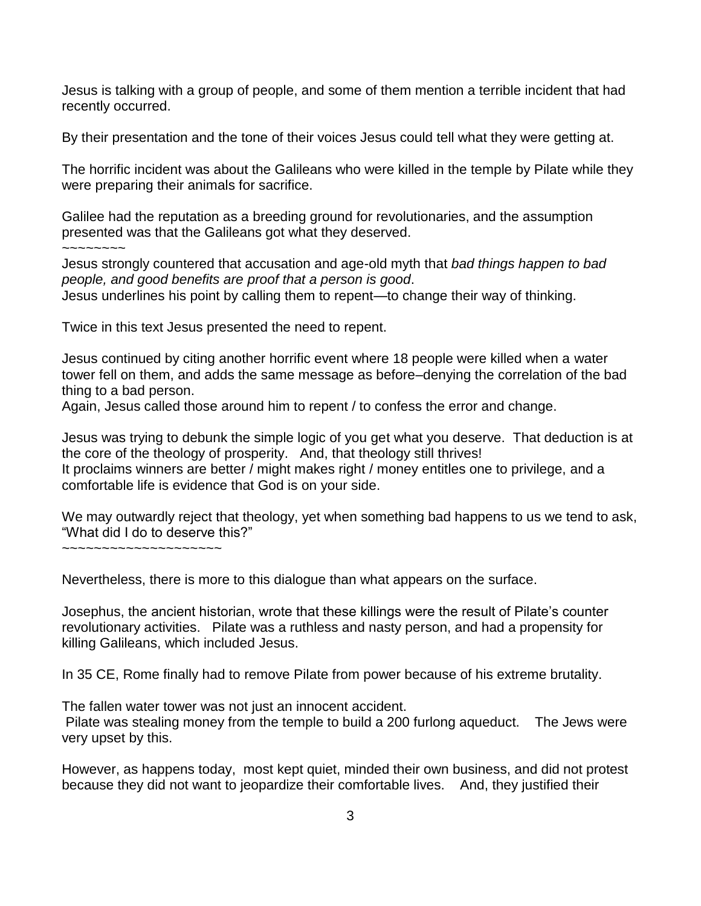Jesus is talking with a group of people, and some of them mention a terrible incident that had recently occurred.

By their presentation and the tone of their voices Jesus could tell what they were getting at.

The horrific incident was about the Galileans who were killed in the temple by Pilate while they were preparing their animals for sacrifice.

Galilee had the reputation as a breeding ground for revolutionaries, and the assumption presented was that the Galileans got what they deserved.

~~~~~~~~

Jesus strongly countered that accusation and age-old myth that *bad things happen to bad people, and good benefits are proof that a person is good*.

Jesus underlines his point by calling them to repent—to change their way of thinking.

Twice in this text Jesus presented the need to repent.

Jesus continued by citing another horrific event where 18 people were killed when a water tower fell on them, and adds the same message as before–denying the correlation of the bad thing to a bad person.

Again, Jesus called those around him to repent / to confess the error and change.

Jesus was trying to debunk the simple logic of you get what you deserve. That deduction is at the core of the theology of prosperity. And, that theology still thrives!

It proclaims winners are better / might makes right / money entitles one to privilege, and a comfortable life is evidence that God is on your side.

We may outwardly reject that theology, yet when something bad happens to us we tend to ask, "What did I do to deserve this?"

~~~~~~~~~~~~~~~~~~~~

Nevertheless, there is more to this dialogue than what appears on the surface.

Josephus, the ancient historian, wrote that these killings were the result of Pilate's counter revolutionary activities. Pilate was a ruthless and nasty person, and had a propensity for killing Galileans, which included Jesus.

In 35 CE, Rome finally had to remove Pilate from power because of his extreme brutality.

The fallen water tower was not just an innocent accident.

Pilate was stealing money from the temple to build a 200 furlong aqueduct. The Jews were very upset by this.

However, as happens today, most kept quiet, minded their own business, and did not protest because they did not want to jeopardize their comfortable lives. And, they justified their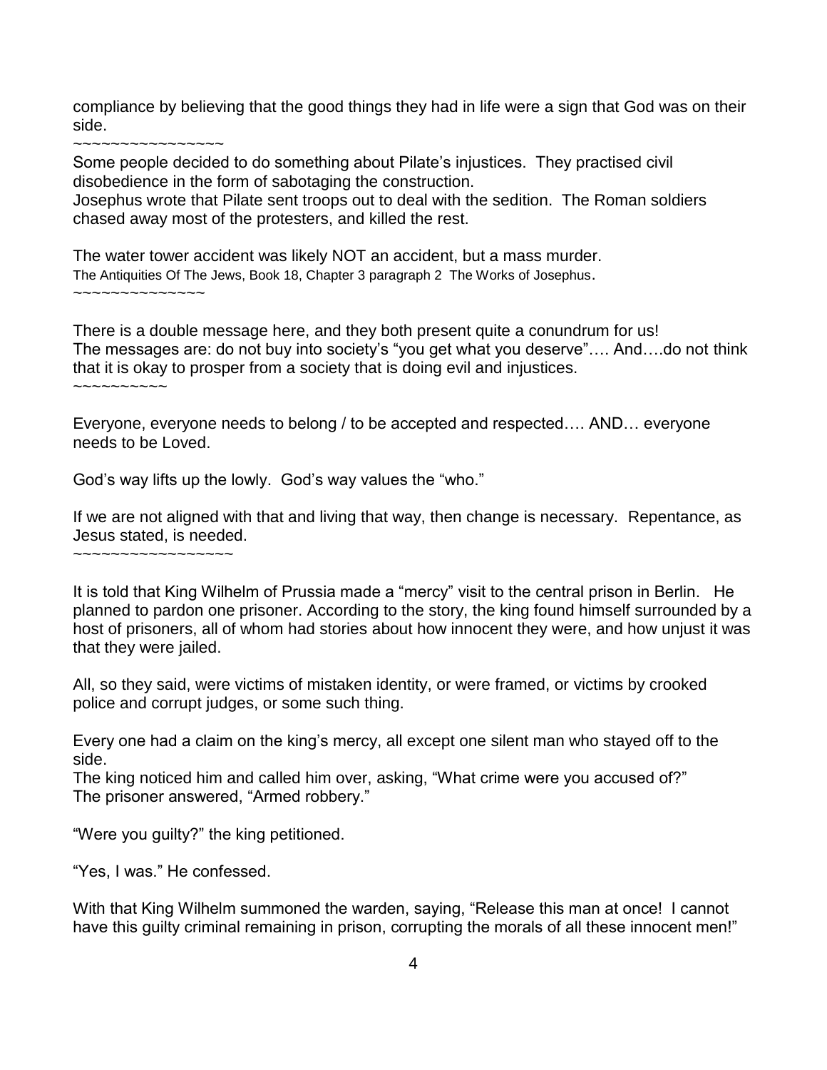compliance by believing that the good things they had in life were a sign that God was on their side.

~~~~~~~~~~~~~~~~

Some people decided to do something about Pilate's injustices. They practised civil disobedience in the form of sabotaging the construction.

Josephus wrote that Pilate sent troops out to deal with the sedition. The Roman soldiers chased away most of the protesters, and killed the rest.

The water tower accident was likely NOT an accident, but a mass murder.

The Antiquities Of The Jews, Book 18, Chapter 3 paragraph 2 The Works of Josephus.

~~~~~~~~~~~~~~

There is a double message here, and they both present quite a conundrum for us!

The messages are: do not buy into society's "you get what you deserve"…. And….do not think that it is okay to prosper from a society that is doing evil and injustices.

~~~~~~~~~~

Everyone, everyone needs to belong / to be accepted and respected…. AND… everyone needs to be Loved.

God's way lifts up the lowly. God's way values the "who."

If we are not aligned with that and living that way, then change is necessary. Repentance, as Jesus stated, is needed.

~~~~~~~~~~~~~~~~~

It is told that King Wilhelm of Prussia made a "mercy" visit to the central prison in Berlin. He planned to pardon one prisoner. According to the story, the king found himself surrounded by a host of prisoners, all of whom had stories about how innocent they were, and how unjust it was that they were jailed.

All, so they said, were victims of mistaken identity, or were framed, or victims by crooked police and corrupt judges, or some such thing.

Every one had a claim on the king's mercy, all except one silent man who stayed off to the side.

The king noticed him and called him over, asking, "What crime were you accused of?"

The prisoner answered, "Armed robbery."

"Were you guilty?" the king petitioned.

"Yes, I was." He confessed.

With that King Wilhelm summoned the warden, saying, "Release this man at once! I cannot have this guilty criminal remaining in prison, corrupting the morals of all these innocent men!"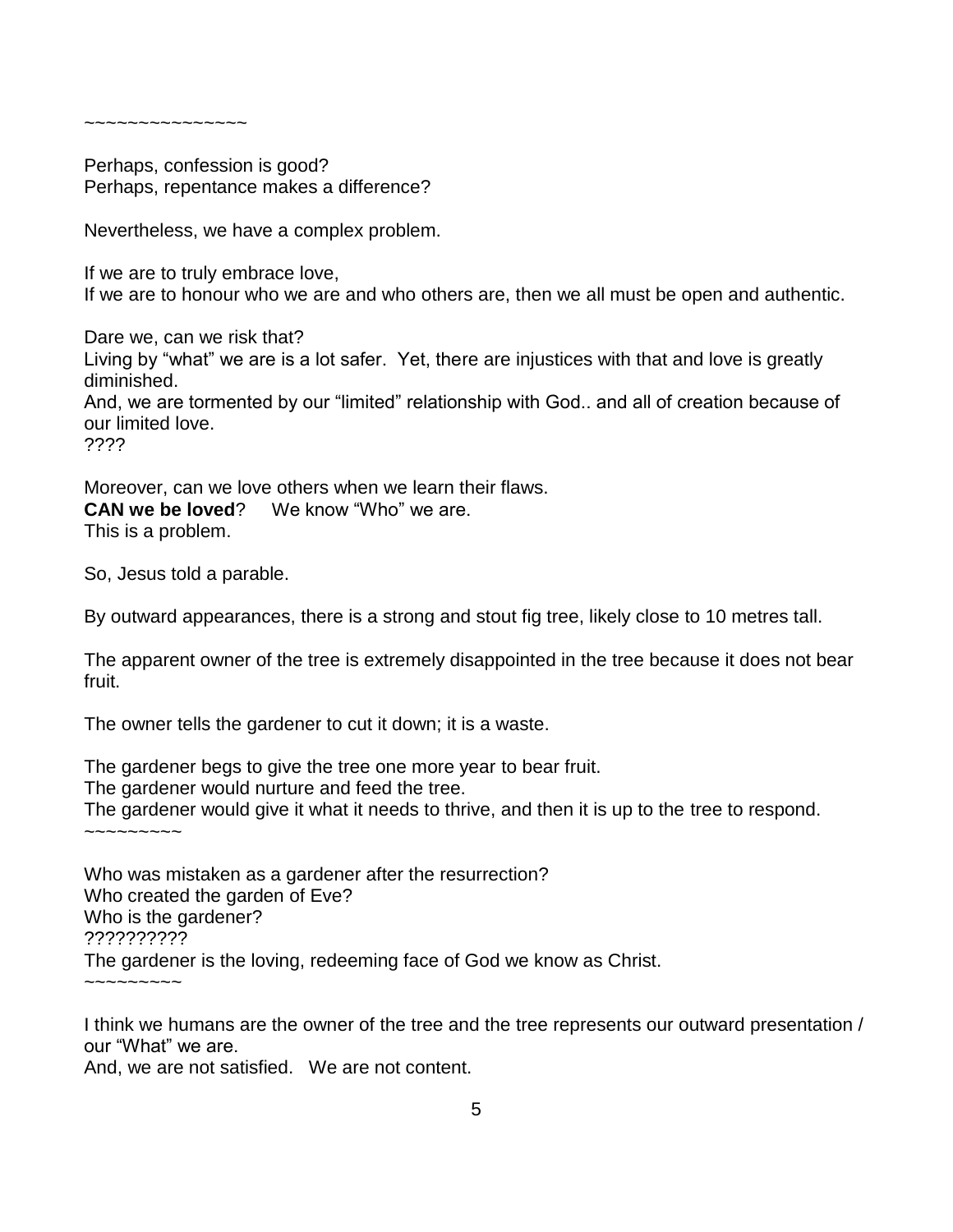~~~~~~~~~~~~~~~~

Perhaps, confession is good?
Perhaps, repentance makes a difference?

Nevertheless, we have a complex problem.

If we are to truly embrace love,
If we are to honour who we are and who others are, then we all must be open and authentic.

Dare we, can we risk that?
Living by "what" we are is a lot safer. Yet, there are injustices with that and love is greatly diminished.
And, we are tormented by our "limited" relationship with God.. and all of creation because of our limited love.
????

Moreover, can we love others when we learn their flaws.
**CAN we be loved**? We know "Who" we are.
This is a problem.

So, Jesus told a parable.

By outward appearances, there is a strong and stout fig tree, likely close to 10 metres tall.

The apparent owner of the tree is extremely disappointed in the tree because it does not bear fruit.

The owner tells the gardener to cut it down; it is a waste.

The gardener begs to give the tree one more year to bear fruit.
The gardener would nurture and feed the tree.
The gardener would give it what it needs to thrive, and then it is up to the tree to respond.
~~~~~~~~~

Who was mistaken as a gardener after the resurrection?
Who created the garden of Eve?
Who is the gardener?
??????????
The gardener is the loving, redeeming face of God we know as Christ.
~~~~~~~~~

I think we humans are the owner of the tree and the tree represents our outward presentation / our "What" we are.
And, we are not satisfied. We are not content.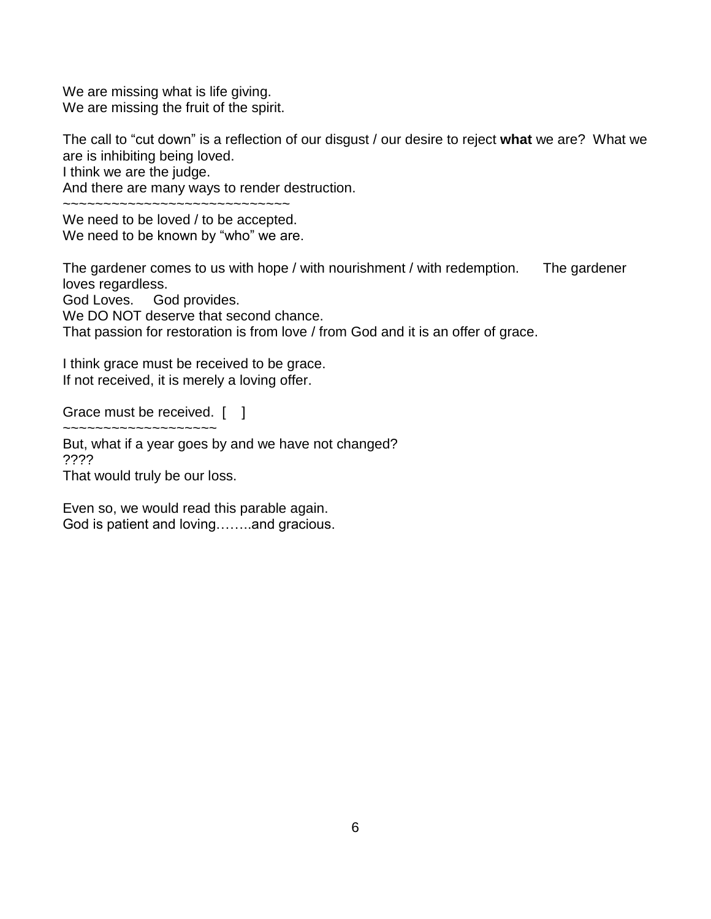We are missing what is life giving.
We are missing the fruit of the spirit.

The call to "cut down" is a reflection of our disgust / our desire to reject **what** we are? What we are is inhibiting being loved.
I think we are the judge.
And there are many ways to render destruction.
~~~~~~~~~~~~~~~~~~~~~~~~~~~~~
We need to be loved / to be accepted.
We need to be known by "who" we are.

The gardener comes to us with hope / with nourishment / with redemption. The gardener loves regardless.
God Loves. God provides.
We DO NOT deserve that second chance.
That passion for restoration is from love / from God and it is an offer of grace.

I think grace must be received to be grace.
If not received, it is merely a loving offer.

Grace must be received. [ ]
~~~~~~~~~~~~~~~~~~~
But, what if a year goes by and we have not changed?
????
That would truly be our loss.

Even so, we would read this parable again.
God is patient and loving……..and gracious.